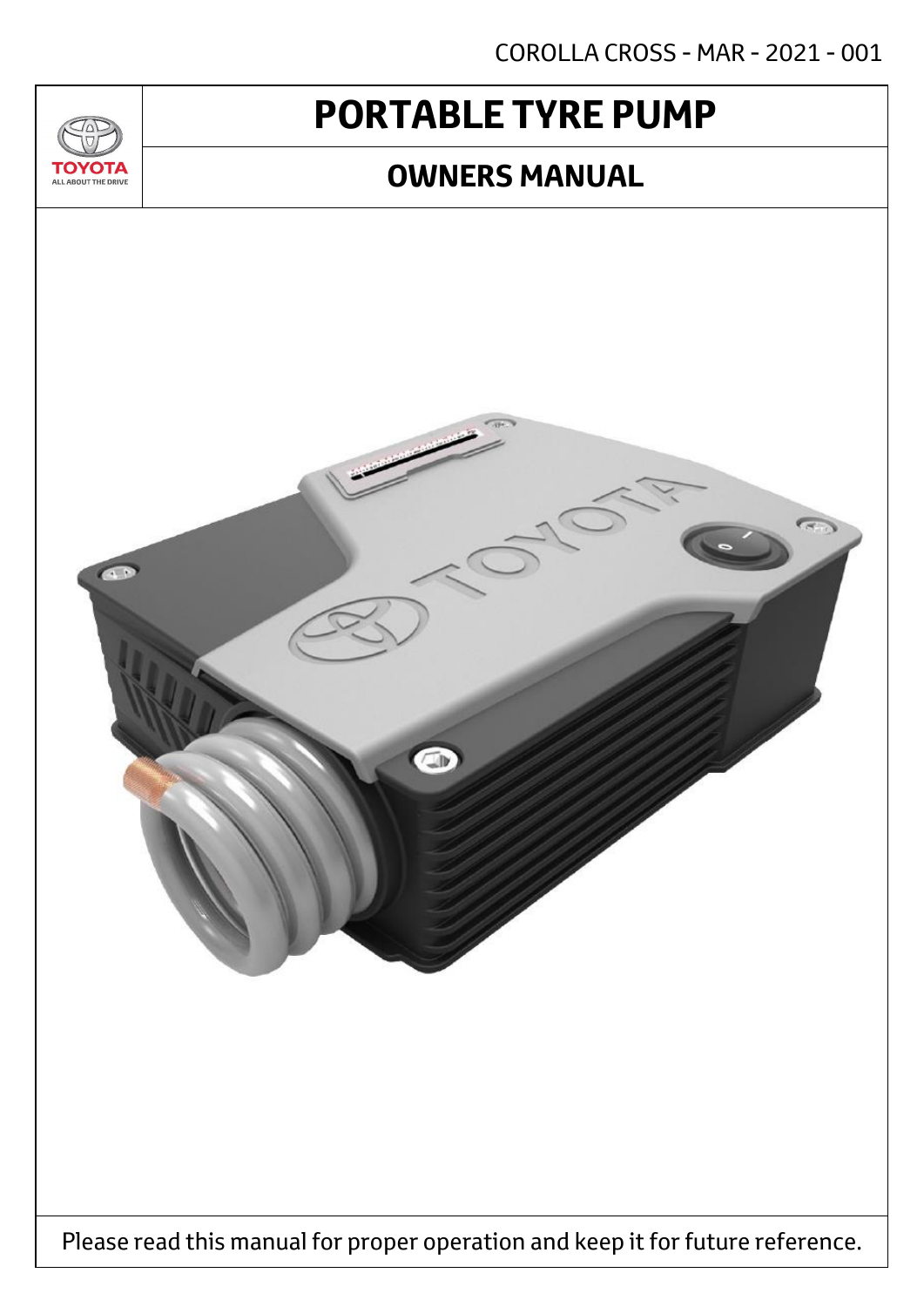COROLLA CROSS - MAR - 2021 - 001

# PORTABLE TYRE PUMP

## OWNERS MANUAL

Please read this manual for proper operation and keep it for future reference.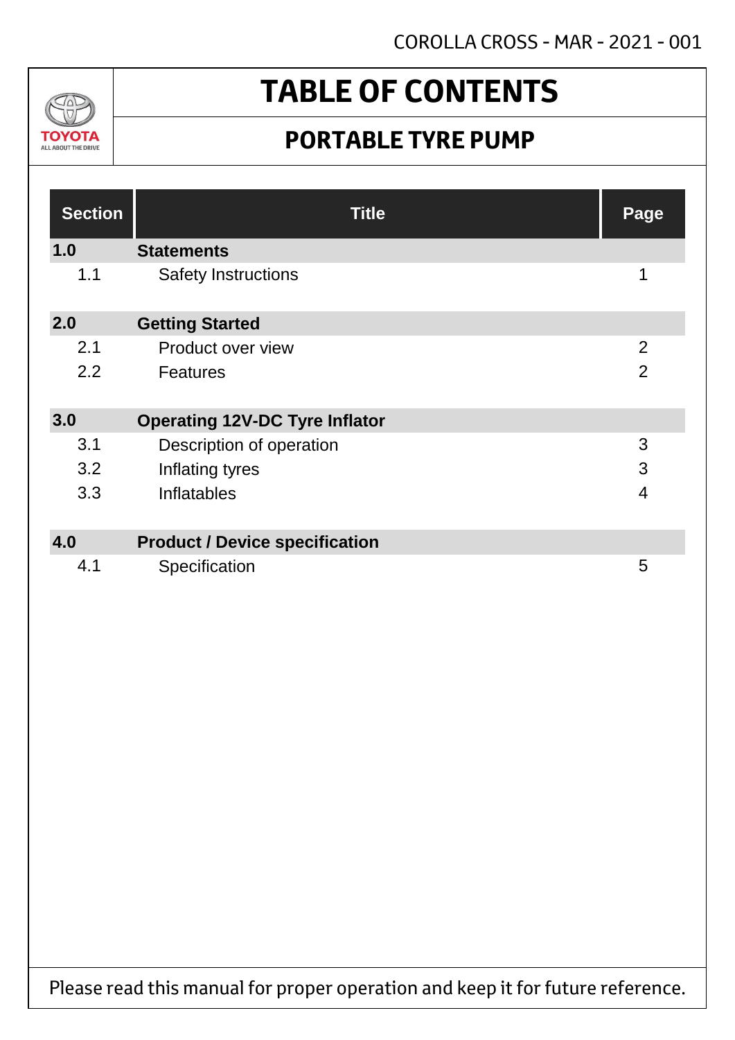# TABLE OF CONTENTS

## PORTABLE TYRE PUMP

| Section | Title | Page |
|---|---|---|
| **1.0** | **Statements** | |
| 1.1 | Safety Instructions | 1 |
| **2.0** | **Getting Started** | |
| 2.1 | Product over view | 2 |
| 2.2 | Features | 2 |
| **3.0** | **Operating 12V-DC Tyre Inflator** | |
| 3.1 | Description of operation | 3 |
| 3.2 | Inflating tyres | 3 |
| 3.3 | Inflatables | 4 |
| **4.0** | **Product / Device specification** | |
| 4.1 | Specification | 5 |

Please read this manual for proper operation and keep it for future reference.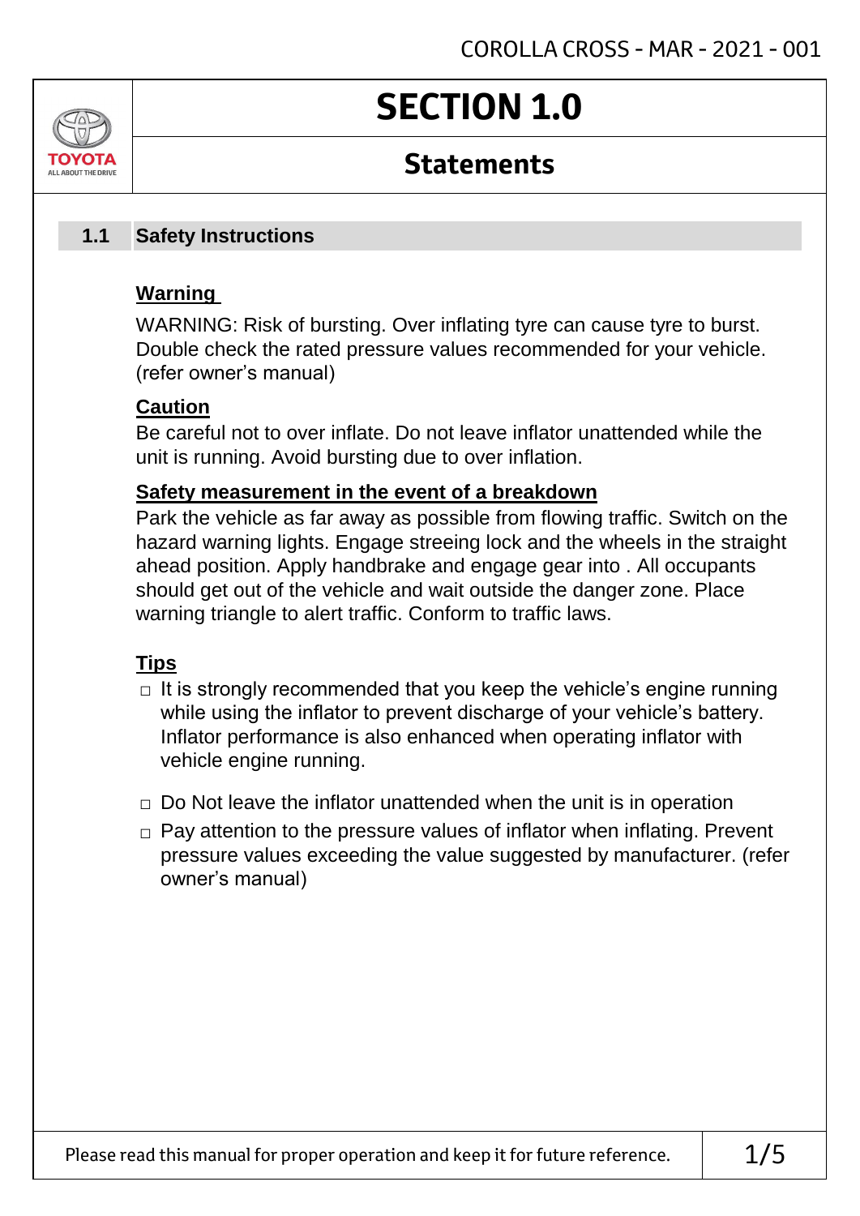# SECTION 1.0

## Statements

### 1.1 Safety Instructions

**Warning**

WARNING: Risk of bursting. Over inflating tyre can cause tyre to burst. Double check the rated pressure values recommended for your vehicle. (refer owner's manual)

**Caution**

Be careful not to over inflate. Do not leave inflator unattended while the unit is running. Avoid bursting due to over inflation.

**Safety measurement in the event of a breakdown**

Park the vehicle as far away as possible from flowing traffic. Switch on the hazard warning lights. Engage streeing lock and the wheels in the straight ahead position. Apply handbrake and engage gear into . All occupants should get out of the vehicle and wait outside the danger zone. Place warning triangle to alert traffic. Conform to traffic laws.

**Tips**

- It is strongly recommended that you keep the vehicle's engine running while using the inflator to prevent discharge of your vehicle's battery. Inflator performance is also enhanced when operating inflator with vehicle engine running.
- Do Not leave the inflator unattended when the unit is in operation
- Pay attention to the pressure values of inflator when inflating. Prevent pressure values exceeding the value suggested by manufacturer. (refer owner's manual)

Please read this manual for proper operation and keep it for future reference.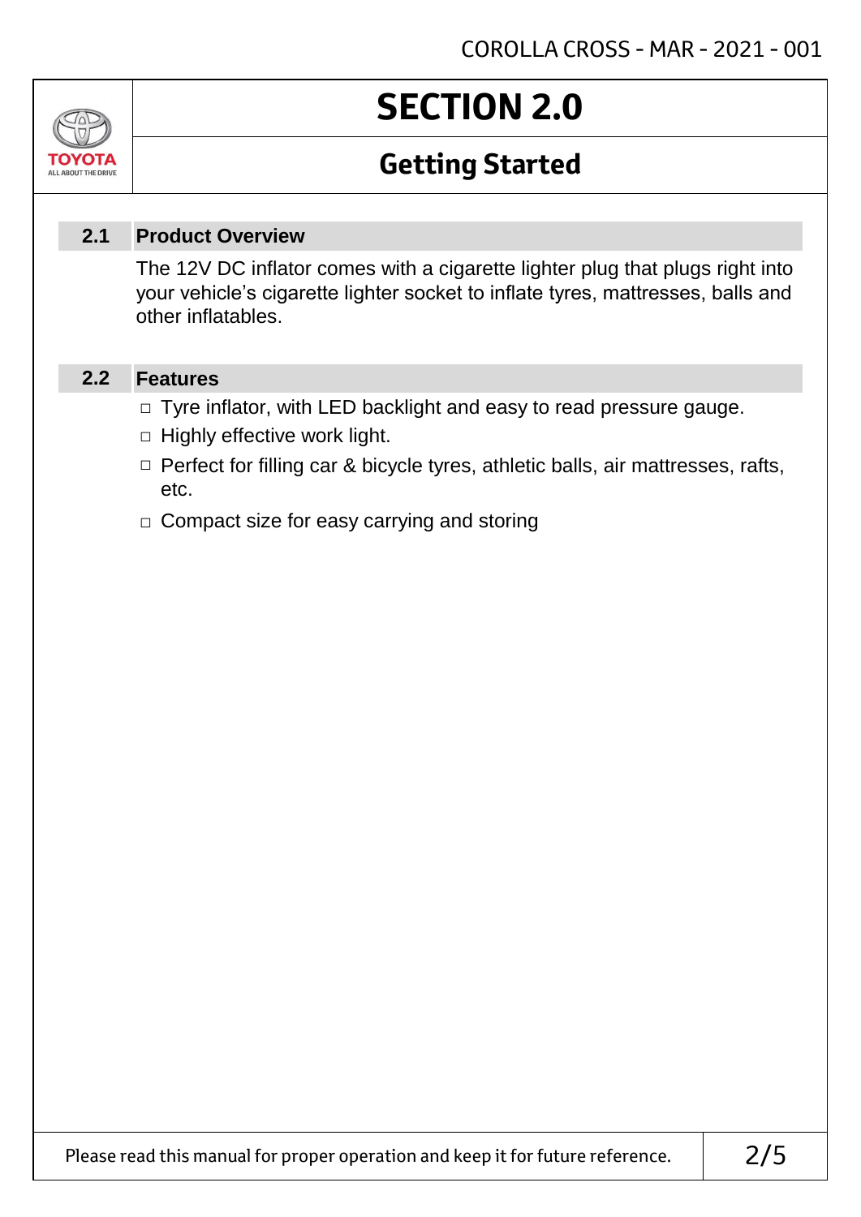# SECTION 2.0

## Getting Started

### 2.1 Product Overview

The 12V DC inflator comes with a cigarette lighter plug that plugs right into your vehicle's cigarette lighter socket to inflate tyres, mattresses, balls and other inflatables.

### 2.2 Features

- Tyre inflator, with LED backlight and easy to read pressure gauge.
- Highly effective work light.
- Perfect for filling car & bicycle tyres, athletic balls, air mattresses, rafts, etc.
- Compact size for easy carrying and storing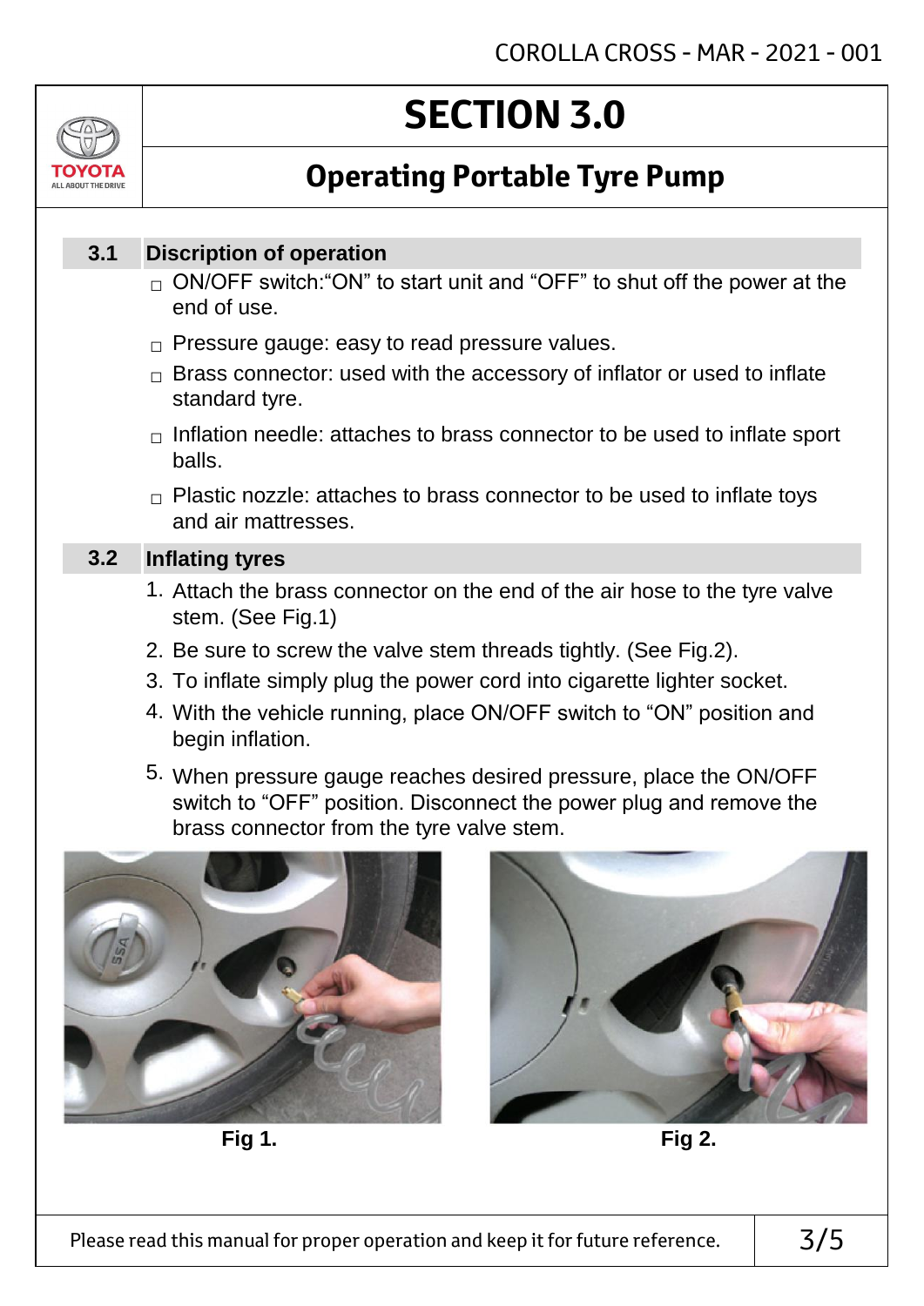# SECTION 3.0

## Operating Portable Tyre Pump

### 3.1 Discription of operation

- ON/OFF switch:"ON" to start unit and "OFF" to shut off the power at the end of use.
- Pressure gauge: easy to read pressure values.
- Brass connector: used with the accessory of inflator or used to inflate standard tyre.
- Inflation needle: attaches to brass connector to be used to inflate sport balls.
- Plastic nozzle: attaches to brass connector to be used to inflate toys and air mattresses.

### 3.2 Inflating tyres

1. Attach the brass connector on the end of the air hose to the tyre valve stem. (See Fig.1)
2. Be sure to screw the valve stem threads tightly. (See Fig.2).
3. To inflate simply plug the power cord into cigarette lighter socket.
4. With the vehicle running, place ON/OFF switch to "ON" position and begin inflation.
5. When pressure gauge reaches desired pressure, place the ON/OFF switch to "OFF" position. Disconnect the power plug and remove the brass connector from the tyre valve stem.

**Fig 1.**

**Fig 2.**

Please read this manual for proper operation and keep it for future reference.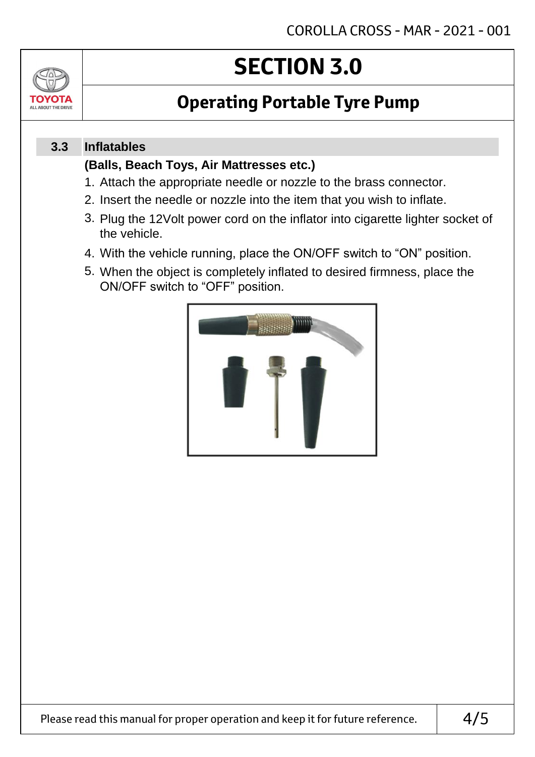# SECTION 3.0

## Operating Portable Tyre Pump

### 3.3 Inflatables

**(Balls, Beach Toys, Air Mattresses etc.)**

1. Attach the appropriate needle or nozzle to the brass connector.
2. Insert the needle or nozzle into the item that you wish to inflate.
3. Plug the 12Volt power cord on the inflator into cigarette lighter socket of the vehicle.
4. With the vehicle running, place the ON/OFF switch to "ON" position.
5. When the object is completely inflated to desired firmness, place the ON/OFF switch to "OFF" position.

Please read this manual for proper operation and keep it for future reference.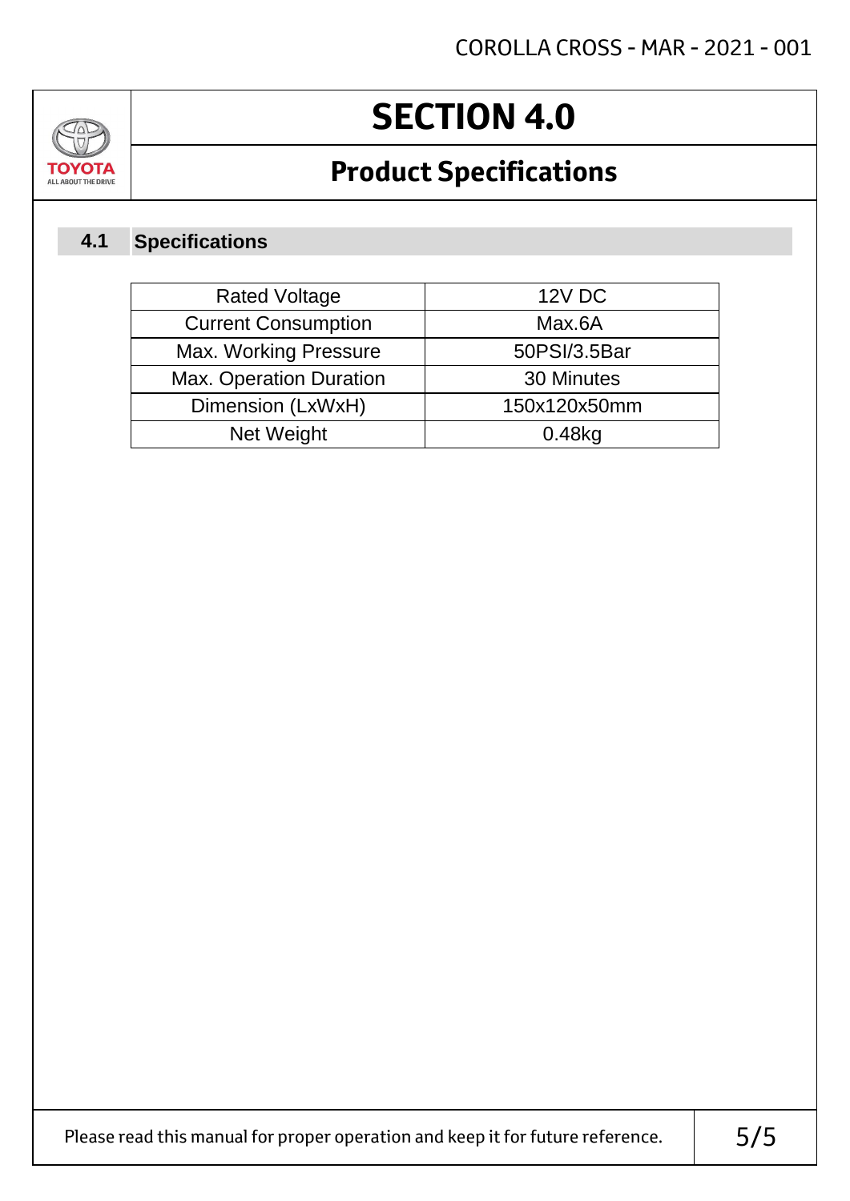# SECTION 4.0

## Product Specifications

### 4.1 Specifications

| | |
|---|---|
| Rated Voltage | 12V DC |
| Current Consumption | Max.6A |
| Max. Working Pressure | 50PSI/3.5Bar |
| Max. Operation Duration | 30 Minutes |
| Dimension (LxWxH) | 150x120x50mm |
| Net Weight | 0.48kg |